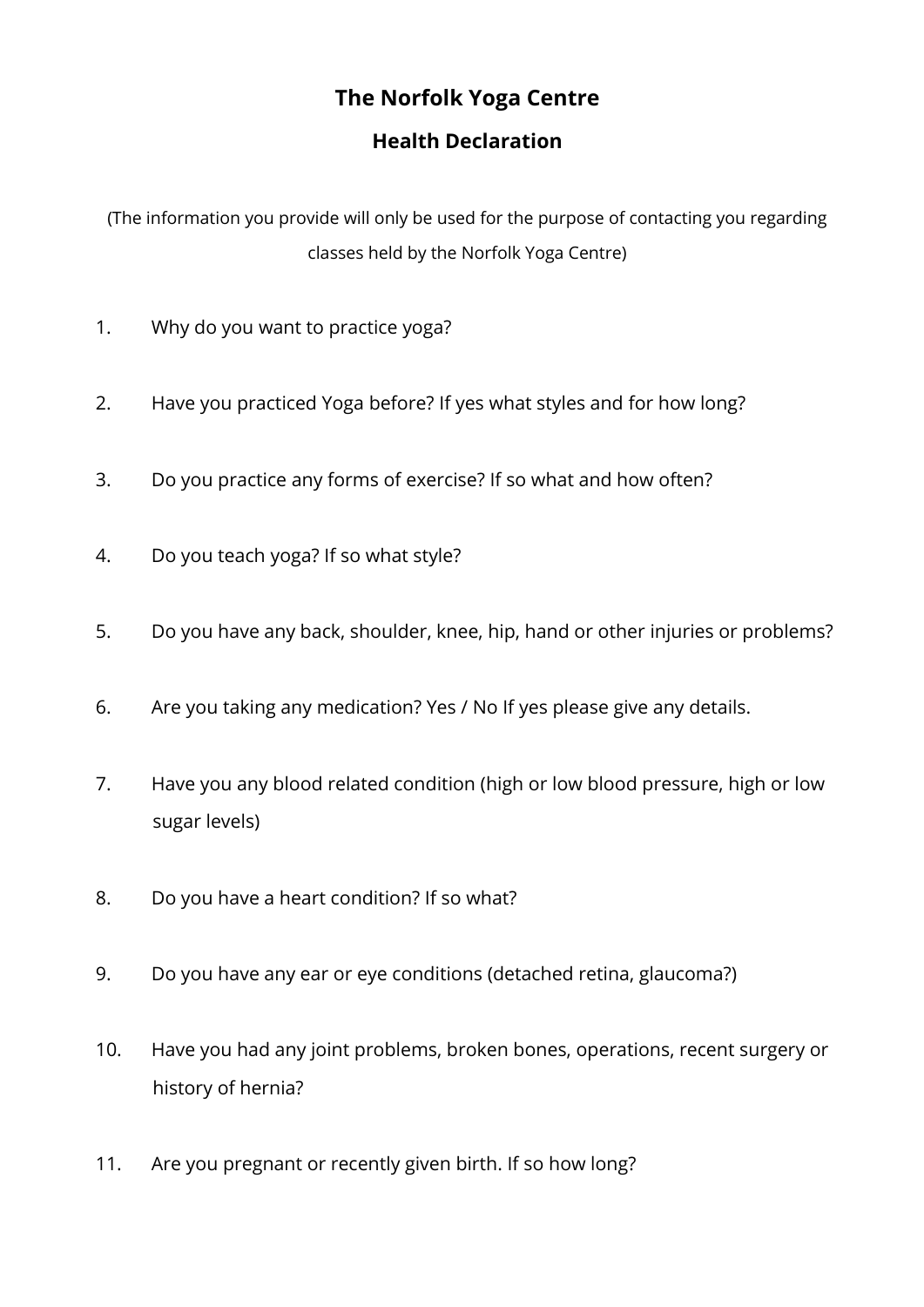# The Norfolk Yoga Centre

## Health Declaration

(The information you provide will only be used for the purpose of contacting you regarding classes held by the Norfolk Yoga Centre)

1. Why do you want to practice yoga?

2. Have you practiced Yoga before? If yes what styles and for how long?

3. Do you practice any forms of exercise? If so what and how often?

4. Do you teach yoga? If so what style?

5. Do you have any back, shoulder, knee, hip, hand or other injuries or problems?

6. Are you taking any medication? Yes / No If yes please give any details.

7. Have you any blood related condition (high or low blood pressure, high or low sugar levels)

8. Do you have a heart condition? If so what?

9. Do you have any ear or eye conditions (detached retina, glaucoma?)

10. Have you had any joint problems, broken bones, operations, recent surgery or history of hernia?

11. Are you pregnant or recently given birth. If so how long?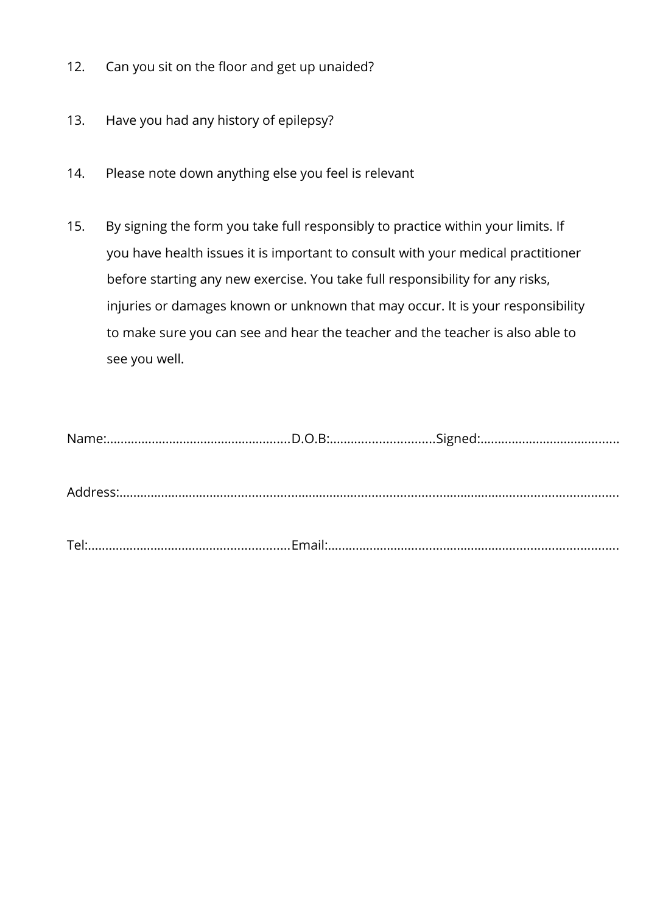12. Can you sit on the floor and get up unaided?

13. Have you had any history of epilepsy?

14. Please note down anything else you feel is relevant

15. By signing the form you take full responsibly to practice within your limits. If you have health issues it is important to consult with your medical practitioner before starting any new exercise. You take full responsibility for any risks, injuries or damages known or unknown that may occur. It is your responsibility to make sure you can see and hear the teacher and the teacher is also able to see you well.

Name:……………………………………………D.O.B:…………………………Signed:…………………………………

Address:……………………………………………………………………………………………………………………

Tel:…………………………………………………Email:………………………………………………………………………